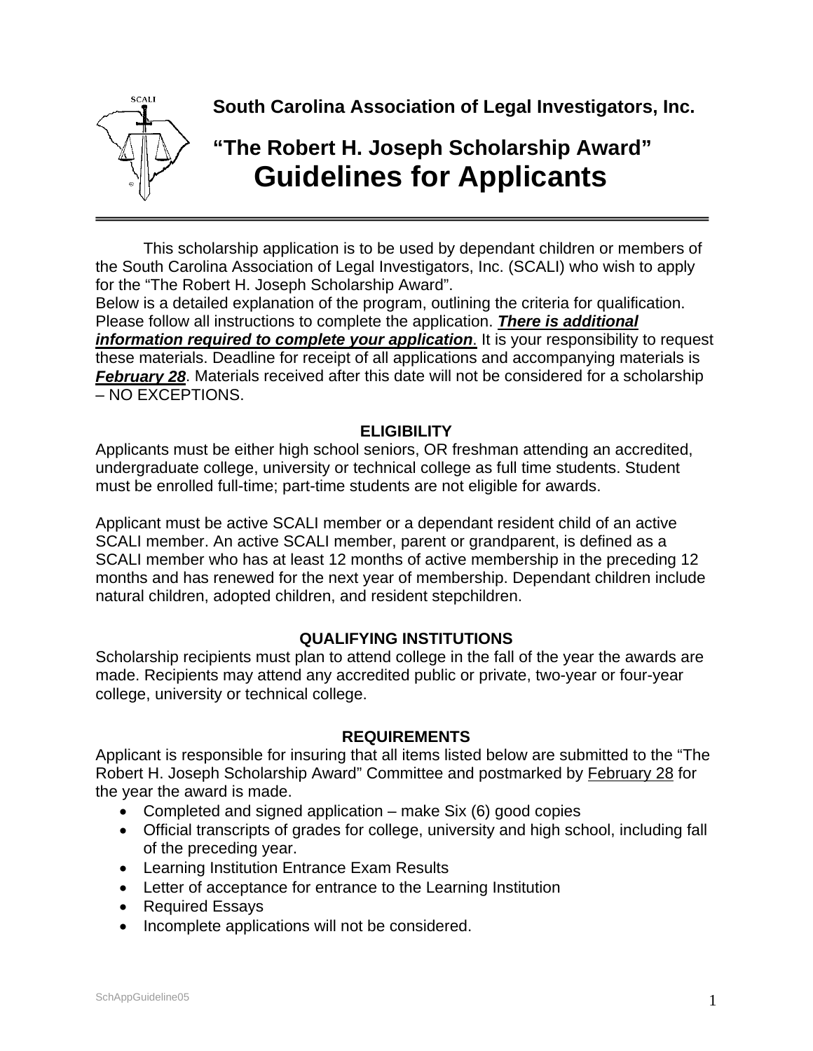**South Carolina Association of Legal Investigators, Inc.**

## "The Robert H. Joseph Scholarship Award"

# Guidelines for Applicants

---

This scholarship application is to be used by dependant children or members of the South Carolina Association of Legal Investigators, Inc. (SCALI) who wish to apply for the "The Robert H. Joseph Scholarship Award".
Below is a detailed explanation of the program, outlining the criteria for qualification. Please follow all instructions to complete the application. ***There is additional information required to complete your application***. It is your responsibility to request these materials. Deadline for receipt of all applications and accompanying materials is ***February 28***. Materials received after this date will not be considered for a scholarship – NO EXCEPTIONS.

### ELIGIBILITY

Applicants must be either high school seniors, OR freshman attending an accredited, undergraduate college, university or technical college as full time students. Student must be enrolled full-time; part-time students are not eligible for awards.

Applicant must be active SCALI member or a dependant resident child of an active SCALI member. An active SCALI member, parent or grandparent, is defined as a SCALI member who has at least 12 months of active membership in the preceding 12 months and has renewed for the next year of membership. Dependant children include natural children, adopted children, and resident stepchildren.

### QUALIFYING INSTITUTIONS

Scholarship recipients must plan to attend college in the fall of the year the awards are made. Recipients may attend any accredited public or private, two-year or four-year college, university or technical college.

### REQUIREMENTS

Applicant is responsible for insuring that all items listed below are submitted to the "The Robert H. Joseph Scholarship Award" Committee and postmarked by February 28 for the year the award is made.

- Completed and signed application – make Six (6) good copies
- Official transcripts of grades for college, university and high school, including fall of the preceding year.
- Learning Institution Entrance Exam Results
- Letter of acceptance for entrance to the Learning Institution
- Required Essays
- Incomplete applications will not be considered.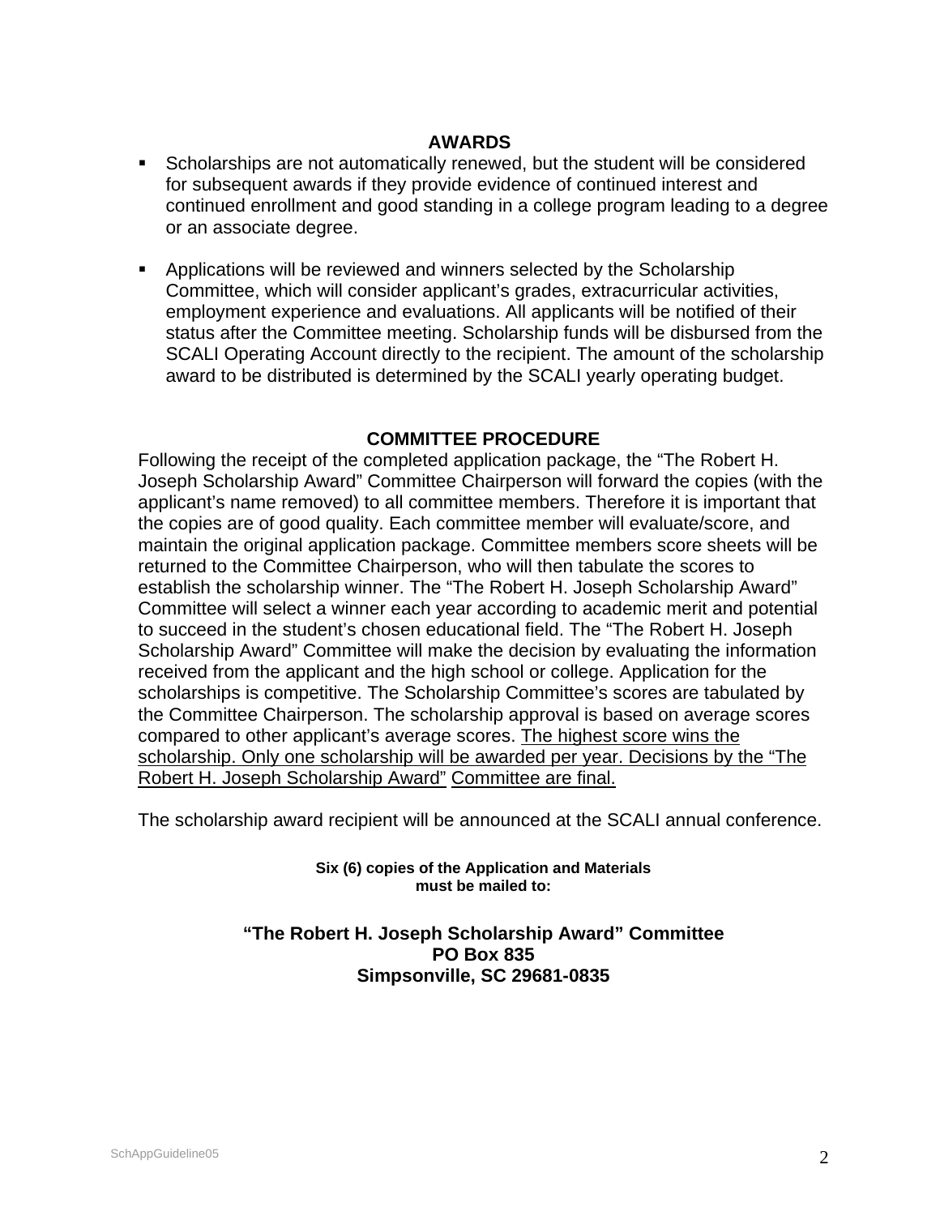## AWARDS

- Scholarships are not automatically renewed, but the student will be considered for subsequent awards if they provide evidence of continued interest and continued enrollment and good standing in a college program leading to a degree or an associate degree.

- Applications will be reviewed and winners selected by the Scholarship Committee, which will consider applicant's grades, extracurricular activities, employment experience and evaluations. All applicants will be notified of their status after the Committee meeting. Scholarship funds will be disbursed from the SCALI Operating Account directly to the recipient. The amount of the scholarship award to be distributed is determined by the SCALI yearly operating budget.

## COMMITTEE PROCEDURE

Following the receipt of the completed application package, the "The Robert H. Joseph Scholarship Award" Committee Chairperson will forward the copies (with the applicant's name removed) to all committee members. Therefore it is important that the copies are of good quality. Each committee member will evaluate/score, and maintain the original application package. Committee members score sheets will be returned to the Committee Chairperson, who will then tabulate the scores to establish the scholarship winner. The "The Robert H. Joseph Scholarship Award" Committee will select a winner each year according to academic merit and potential to succeed in the student's chosen educational field. The "The Robert H. Joseph Scholarship Award" Committee will make the decision by evaluating the information received from the applicant and the high school or college. Application for the scholarships is competitive. The Scholarship Committee's scores are tabulated by the Committee Chairperson. The scholarship approval is based on average scores compared to other applicant's average scores. <u>The highest score wins the scholarship. Only one scholarship will be awarded per year. Decisions by the "The Robert H. Joseph Scholarship Award" Committee are final.</u>

The scholarship award recipient will be announced at the SCALI annual conference.

**Six (6) copies of the Application and Materials must be mailed to:**

**"The Robert H. Joseph Scholarship Award" Committee**
**PO Box 835**
**Simpsonville, SC 29681-0835**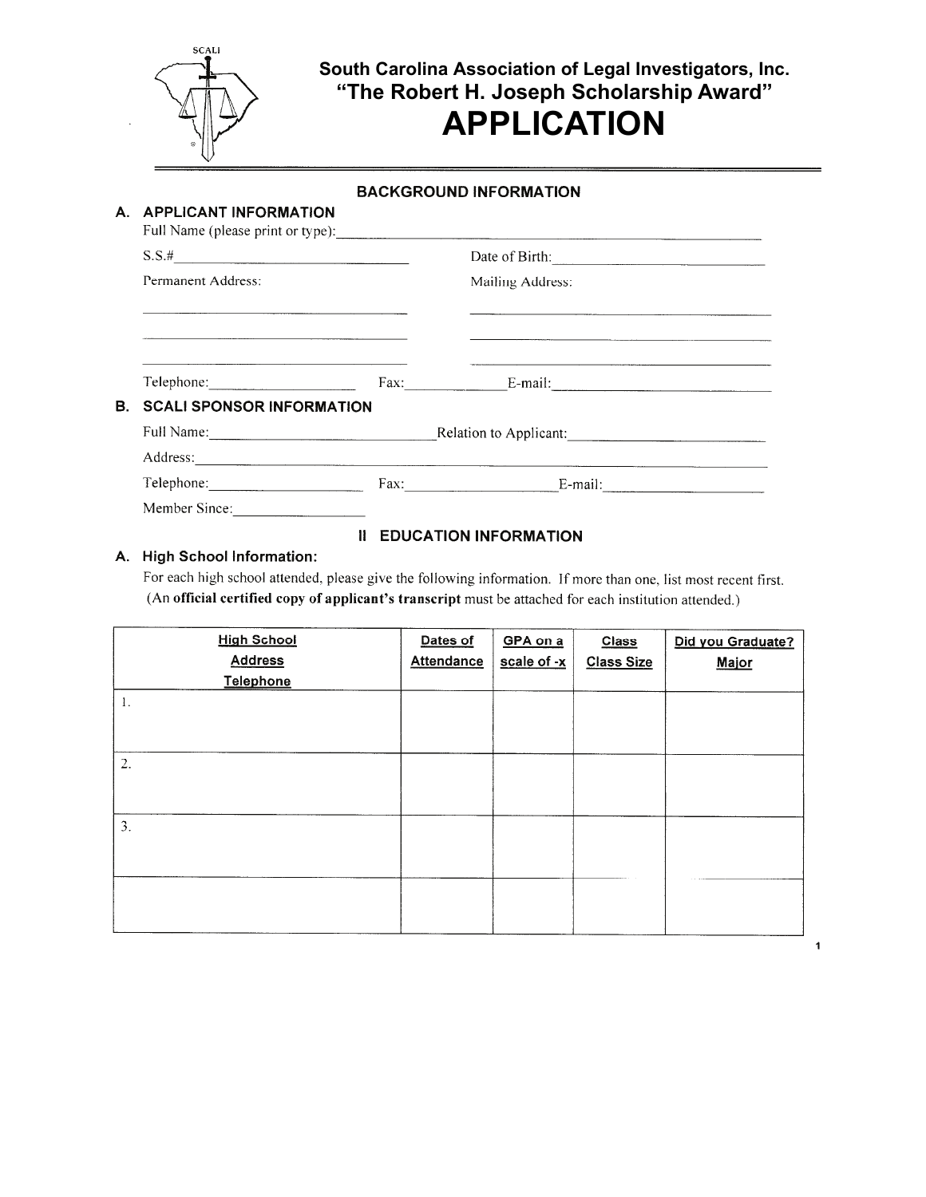SCALI

# South Carolina Association of Legal Investigators, Inc.
## "The Robert H. Joseph Scholarship Award"
# APPLICATION

## BACKGROUND INFORMATION

### A. APPLICANT INFORMATION

Full Name (please print or type): ______________________________

S.S.# ______________________ Date of Birth: ______________________

Permanent Address: Mailing Address:

______________________ ______________________

______________________ ______________________

______________________ ______________________

Telephone: ______________ Fax: ______________ E-mail: ______________

### B. SCALI SPONSOR INFORMATION

Full Name: ______________________ Relation to Applicant: ______________________

Address: ______________________________

Telephone: ______________ Fax: ______________ E-mail: ______________

Member Since: ______________

## II EDUCATION INFORMATION

### A. High School Information:

For each high school attended, please give the following information. If more than one, list most recent first. (An **official certified copy of applicant's transcript** must be attached for each institution attended.)

| High School<br>Address<br>Telephone | Dates of Attendance | GPA on a scale of -x | Class<br>Class Size | Did you Graduate?<br>Major |
|---|---|---|---|---|
| 1. | | | | |
| 2. | | | | |
| 3. | | | | |
| | | | | |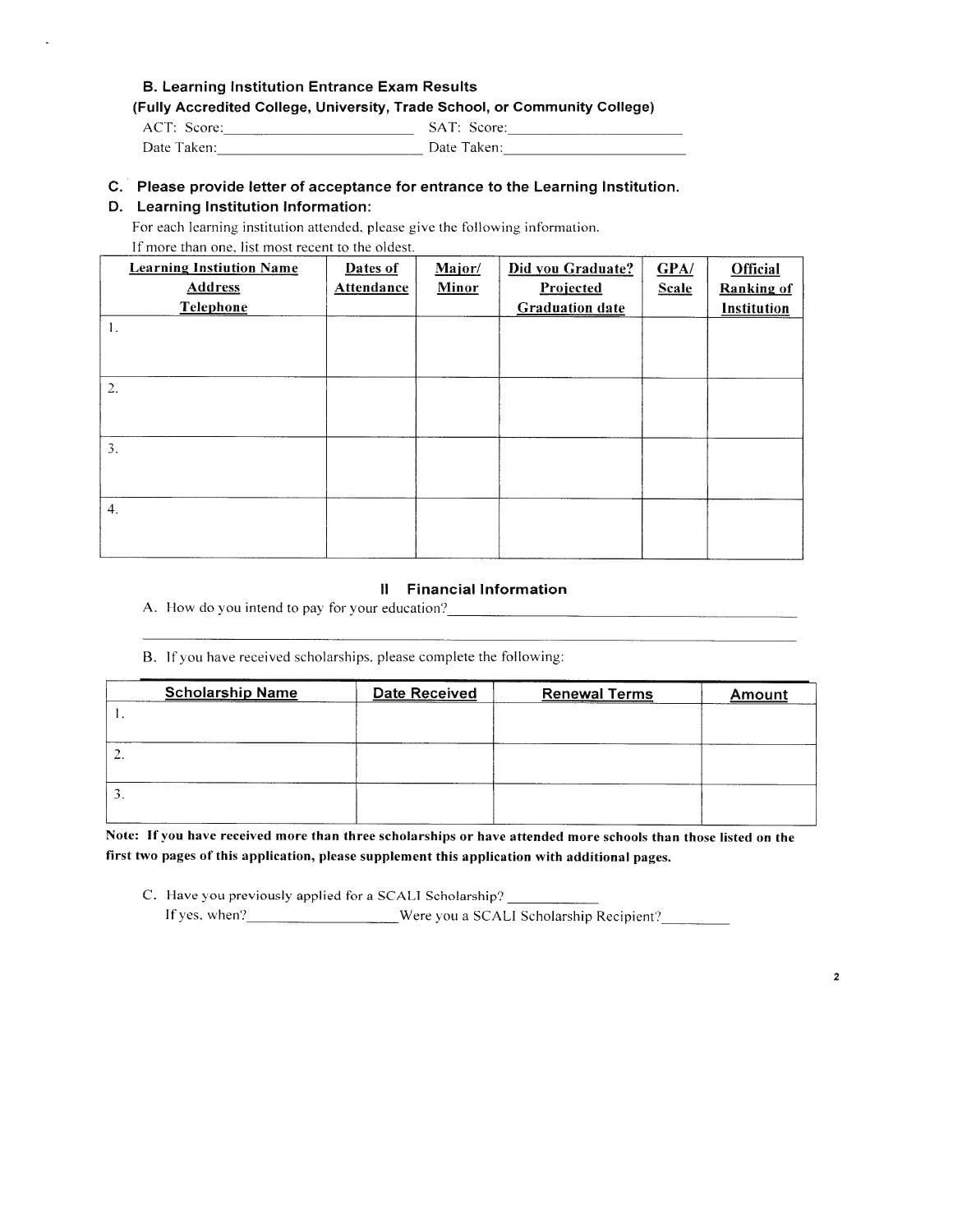### B. Learning Institution Entrance Exam Results

**(Fully Accredited College, University, Trade School, or Community College)**

ACT: Score:\_\_\_\_\_\_\_\_\_\_\_\_\_\_\_\_\_\_\_\_\_\_\_\_ SAT: Score:\_\_\_\_\_\_\_\_\_\_\_\_\_\_\_\_\_\_\_\_\_\_\_\_

Date Taken:\_\_\_\_\_\_\_\_\_\_\_\_\_\_\_\_\_\_\_\_\_\_\_\_ Date Taken:\_\_\_\_\_\_\_\_\_\_\_\_\_\_\_\_\_\_\_\_\_\_\_\_

### C. Please provide letter of acceptance for entrance to the Learning Institution.

### D. Learning Institution Information:

For each learning institution attended, please give the following information.
If more than one, list most recent to the oldest.

| Learning Instiution Name<br>Address<br>Telephone | Dates of Attendance | Major/ Minor | Did you Graduate? Projected Graduation date | GPA/ Scale | Official Ranking of Institution |
|---|---|---|---|---|---|
| 1. | | | | | |
| 2. | | | | | |
| 3. | | | | | |
| 4. | | | | | |

## II Financial Information

A. How do you intend to pay for your education?\_\_\_\_\_\_\_\_\_\_\_\_\_\_\_\_\_\_\_\_\_\_\_\_\_\_\_\_\_\_\_\_\_\_\_\_\_\_\_\_

\_\_\_\_\_\_\_\_\_\_\_\_\_\_\_\_\_\_\_\_\_\_\_\_\_\_\_\_\_\_\_\_\_\_\_\_\_\_\_\_\_\_\_\_\_\_\_\_\_\_\_\_\_\_\_\_\_\_\_\_\_\_\_\_\_\_\_\_\_\_\_\_

B. If you have received scholarships, please complete the following:

| Scholarship Name | Date Received | Renewal Terms | Amount |
|---|---|---|---|
| 1. | | | |
| 2. | | | |
| 3. | | | |

**Note: If you have received more than three scholarships or have attended more schools than those listed on the first two pages of this application, please supplement this application with additional pages.**

C. Have you previously applied for a SCALI Scholarship? \_\_\_\_\_\_\_\_\_\_\_\_

If yes, when?\_\_\_\_\_\_\_\_\_\_\_\_\_\_\_\_\_\_\_\_Were you a SCALI Scholarship Recipient?\_\_\_\_\_\_\_\_\_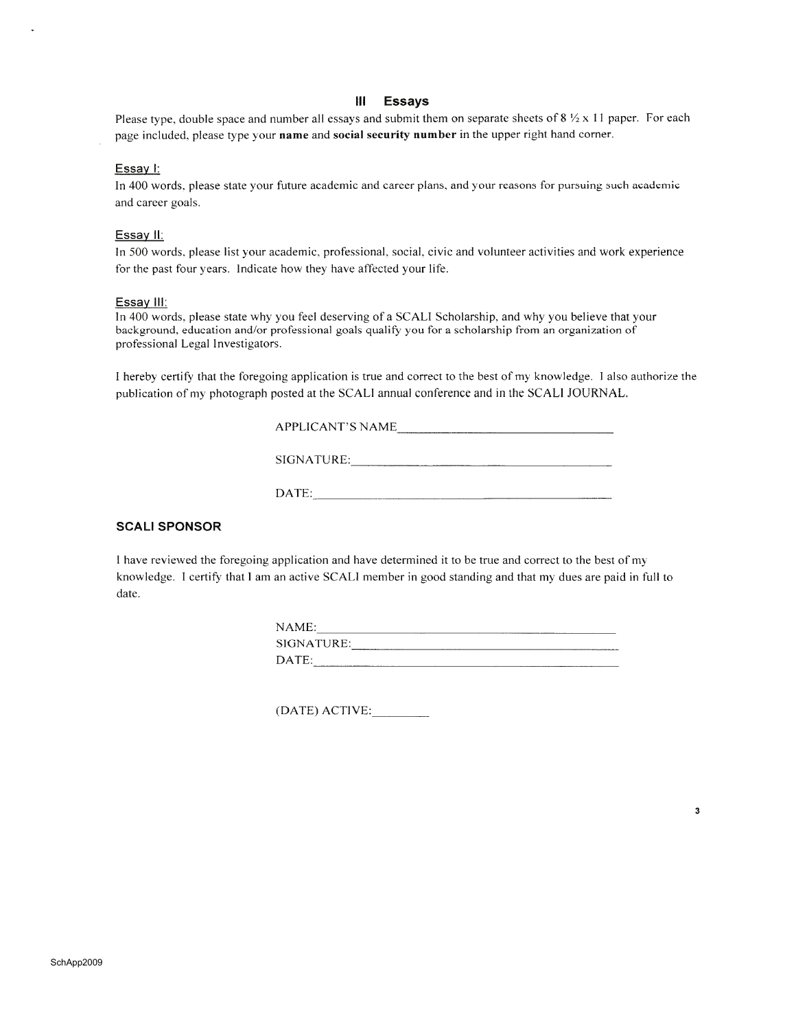## III Essays

Please type, double space and number all essays and submit them on separate sheets of 8 ½ x 11 paper. For each page included, please type your **name** and **social security number** in the upper right hand corner.

Essay I:

In 400 words, please state your future academic and career plans, and your reasons for pursuing such academic and career goals.

Essay II:

In 500 words, please list your academic, professional, social, civic and volunteer activities and work experience for the past four years. Indicate how they have affected your life.

Essay III:

In 400 words, please state why you feel deserving of a SCALI Scholarship, and why you believe that your background, education and/or professional goals qualify you for a scholarship from an organization of professional Legal Investigators.

I hereby certify that the foregoing application is true and correct to the best of my knowledge. I also authorize the publication of my photograph posted at the SCALI annual conference and in the SCALI JOURNAL.

APPLICANT'S NAME________________________________

SIGNATURE:________________________________

DATE:________________________________

### SCALI SPONSOR

I have reviewed the foregoing application and have determined it to be true and correct to the best of my knowledge. I certify that I am an active SCALI member in good standing and that my dues are paid in full to date.

NAME:________________________________
SIGNATURE:________________________________
DATE:________________________________

(DATE) ACTIVE:_________

SchApp2009